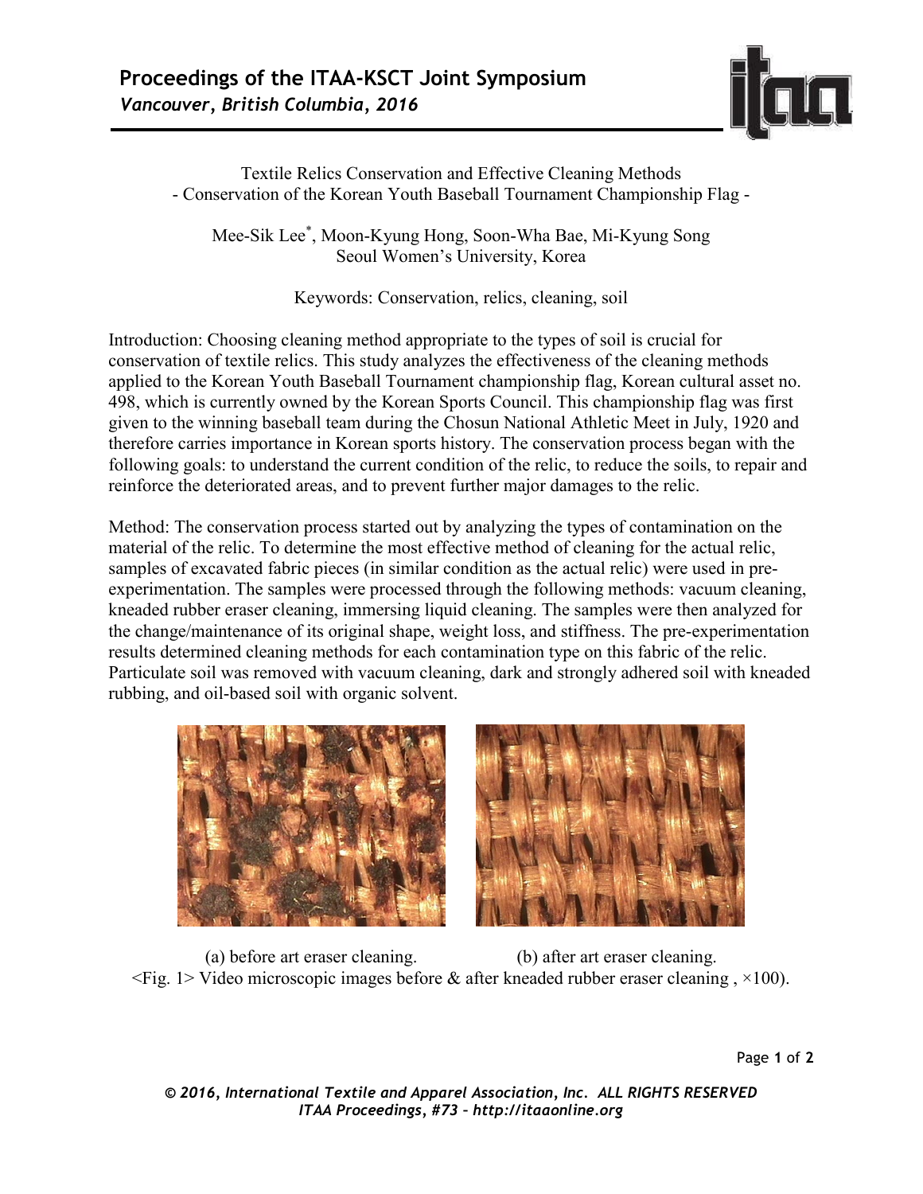Textile Relics Conservation and Effective Cleaning Methods
- Conservation of the Korean Youth Baseball Tournament Championship Flag -

Mee-Sik Lee*, Moon-Kyung Hong, Soon-Wha Bae, Mi-Kyung Song
Seoul Women's University, Korea

Keywords: Conservation, relics, cleaning, soil

Introduction: Choosing cleaning method appropriate to the types of soil is crucial for conservation of textile relics. This study analyzes the effectiveness of the cleaning methods applied to the Korean Youth Baseball Tournament championship flag, Korean cultural asset no. 498, which is currently owned by the Korean Sports Council. This championship flag was first given to the winning baseball team during the Chosun National Athletic Meet in July, 1920 and therefore carries importance in Korean sports history. The conservation process began with the following goals: to understand the current condition of the relic, to reduce the soils, to repair and reinforce the deteriorated areas, and to prevent further major damages to the relic.

Method: The conservation process started out by analyzing the types of contamination on the material of the relic. To determine the most effective method of cleaning for the actual relic, samples of excavated fabric pieces (in similar condition as the actual relic) were used in pre-experimentation. The samples were processed through the following methods: vacuum cleaning, kneaded rubber eraser cleaning, immersing liquid cleaning. The samples were then analyzed for the change/maintenance of its original shape, weight loss, and stiffness. The pre-experimentation results determined cleaning methods for each contamination type on this fabric of the relic. Particulate soil was removed with vacuum cleaning, dark and strongly adhered soil with kneaded rubbing, and oil-based soil with organic solvent.

(a) before art eraser cleaning. (b) after art eraser cleaning.

<Fig. 1> Video microscopic images before & after kneaded rubber eraser cleaning , ×100).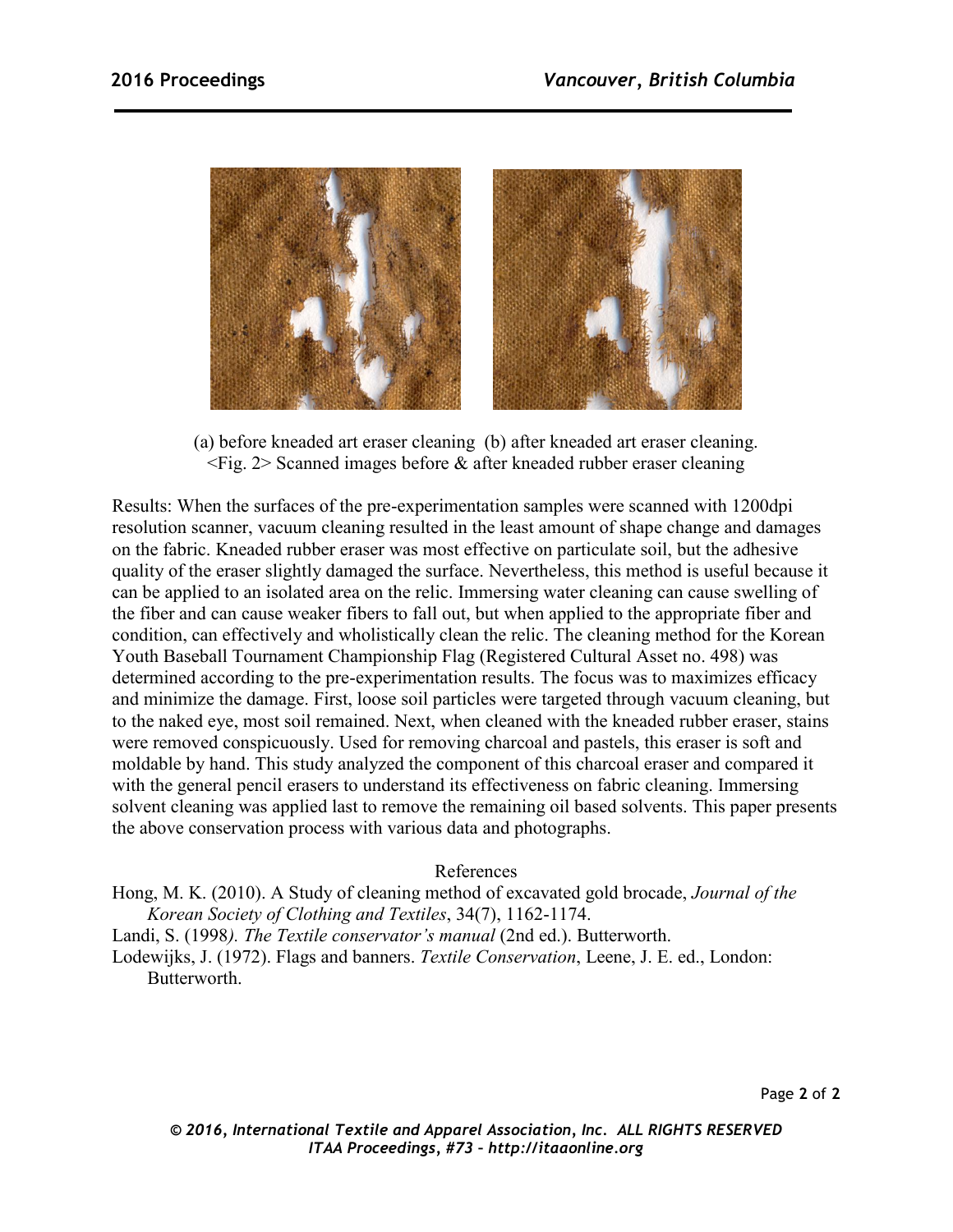(a) before kneaded art eraser cleaning (b) after kneaded art eraser cleaning.
<Fig. 2> Scanned images before & after kneaded rubber eraser cleaning

Results: When the surfaces of the pre-experimentation samples were scanned with 1200dpi resolution scanner, vacuum cleaning resulted in the least amount of shape change and damages on the fabric. Kneaded rubber eraser was most effective on particulate soil, but the adhesive quality of the eraser slightly damaged the surface. Nevertheless, this method is useful because it can be applied to an isolated area on the relic. Immersing water cleaning can cause swelling of the fiber and can cause weaker fibers to fall out, but when applied to the appropriate fiber and condition, can effectively and wholistically clean the relic. The cleaning method for the Korean Youth Baseball Tournament Championship Flag (Registered Cultural Asset no. 498) was determined according to the pre-experimentation results. The focus was to maximizes efficacy and minimize the damage. First, loose soil particles were targeted through vacuum cleaning, but to the naked eye, most soil remained. Next, when cleaned with the kneaded rubber eraser, stains were removed conspicuously. Used for removing charcoal and pastels, this eraser is soft and moldable by hand. This study analyzed the component of this charcoal eraser and compared it with the general pencil erasers to understand its effectiveness on fabric cleaning. Immersing solvent cleaning was applied last to remove the remaining oil based solvents. This paper presents the above conservation process with various data and photographs.

## References

Hong, M. K. (2010). A Study of cleaning method of excavated gold brocade, *Journal of the Korean Society of Clothing and Textiles*, 34(7), 1162-1174.

Landi, S. (1998*). The Textile conservator's manual* (2nd ed.). Butterworth.

Lodewijks, J. (1972). Flags and banners. *Textile Conservation*, Leene, J. E. ed., London: Butterworth.